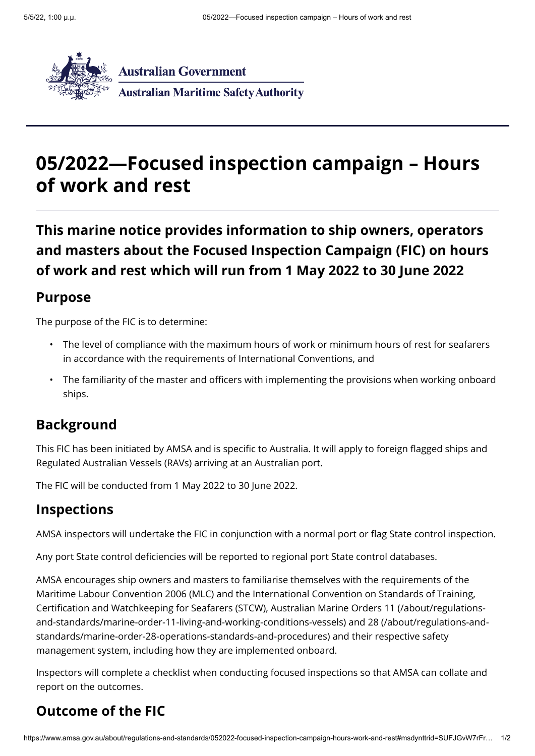Australian Government

Australian Maritime Safety Authority

# 05/2022—Focused inspection campaign – Hours of work and rest

## This marine notice provides information to ship owners, operators and masters about the Focused Inspection Campaign (FIC) on hours of work and rest which will run from 1 May 2022 to 30 June 2022

### Purpose

The purpose of the FIC is to determine:

- The level of compliance with the maximum hours of work or minimum hours of rest for seafarers in accordance with the requirements of International Conventions, and
- The familiarity of the master and officers with implementing the provisions when working onboard ships.

### Background

This FIC has been initiated by AMSA and is specific to Australia. It will apply to foreign flagged ships and Regulated Australian Vessels (RAVs) arriving at an Australian port.

The FIC will be conducted from 1 May 2022 to 30 June 2022.

### Inspections

AMSA inspectors will undertake the FIC in conjunction with a normal port or flag State control inspection.

Any port State control deficiencies will be reported to regional port State control databases.

AMSA encourages ship owners and masters to familiarise themselves with the requirements of the Maritime Labour Convention 2006 (MLC) and the International Convention on Standards of Training, Certification and Watchkeeping for Seafarers (STCW), Australian Marine Orders 11 (/about/regulations-and-standards/marine-order-11-living-and-working-conditions-vessels) and 28 (/about/regulations-and-standards/marine-order-28-operations-standards-and-procedures) and their respective safety management system, including how they are implemented onboard.

Inspectors will complete a checklist when conducting focused inspections so that AMSA can collate and report on the outcomes.

### Outcome of the FIC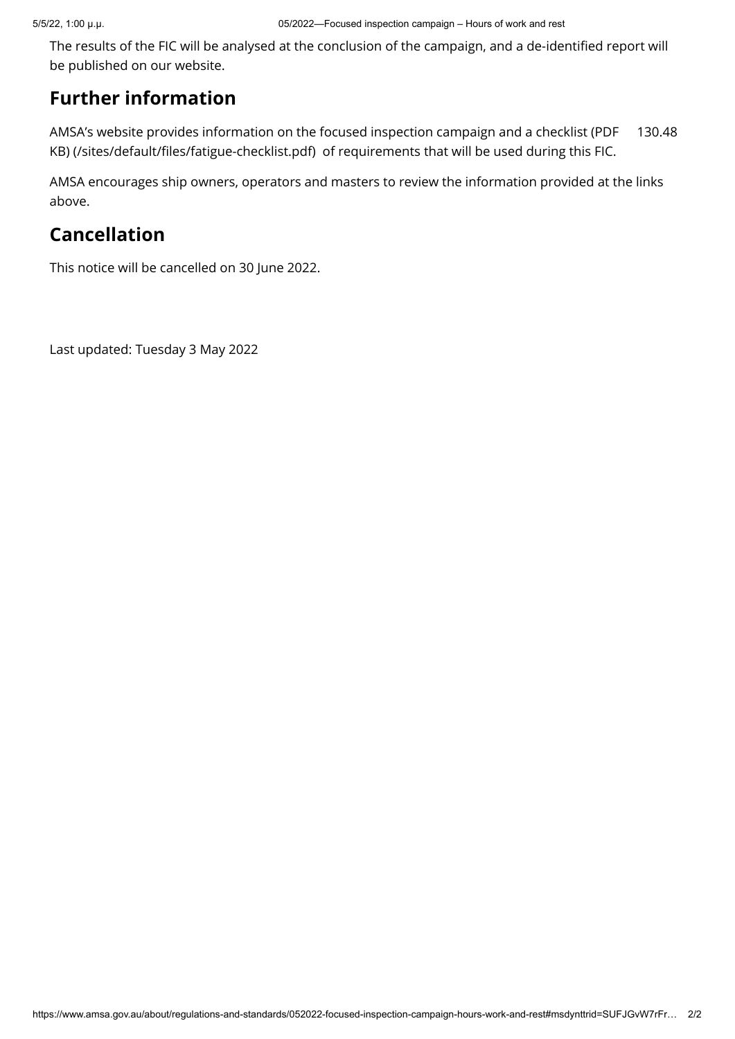The results of the FIC will be analysed at the conclusion of the campaign, and a de-identified report will be published on our website.

## Further information

AMSA's website provides information on the focused inspection campaign and a checklist (PDF 130.48 KB) (/sites/default/files/fatigue-checklist.pdf) of requirements that will be used during this FIC.

AMSA encourages ship owners, operators and masters to review the information provided at the links above.

## Cancellation

This notice will be cancelled on 30 June 2022.

Last updated: Tuesday 3 May 2022